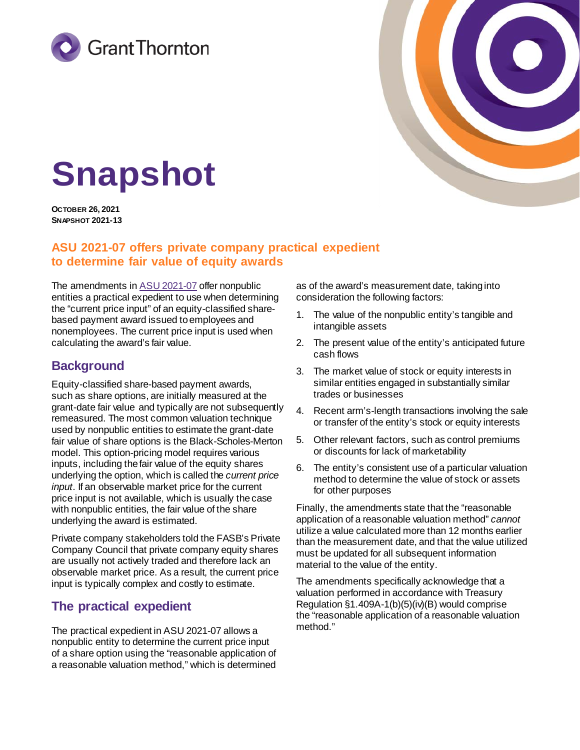# Snapshot

**OCTOBER 26, 2021**
**SNAPSHOT 2021-13**

## ASU 2021-07 offers private company practical expedient to determine fair value of equity awards

The amendments in ASU 2021-07 offer nonpublic entities a practical expedient to use when determining the "current price input" of an equity-classified share-based payment award issued to employees and nonemployees. The current price input is used when calculating the award's fair value.

## Background

Equity-classified share-based payment awards, such as share options, are initially measured at the grant-date fair value and typically are not subsequently remeasured. The most common valuation technique used by nonpublic entities to estimate the grant-date fair value of share options is the Black-Scholes-Merton model. This option-pricing model requires various inputs, including the fair value of the equity shares underlying the option, which is called the *current price input*. If an observable market price for the current price input is not available, which is usually the case with nonpublic entities, the fair value of the share underlying the award is estimated.

Private company stakeholders told the FASB's Private Company Council that private company equity shares are usually not actively traded and therefore lack an observable market price. As a result, the current price input is typically complex and costly to estimate.

## The practical expedient

The practical expedient in ASU 2021-07 allows a nonpublic entity to determine the current price input of a share option using the "reasonable application of a reasonable valuation method," which is determined as of the award's measurement date, taking into consideration the following factors:

1. The value of the nonpublic entity's tangible and intangible assets
2. The present value of the entity's anticipated future cash flows
3. The market value of stock or equity interests in similar entities engaged in substantially similar trades or businesses
4. Recent arm's-length transactions involving the sale or transfer of the entity's stock or equity interests
5. Other relevant factors, such as control premiums or discounts for lack of marketability
6. The entity's consistent use of a particular valuation method to determine the value of stock or assets for other purposes

Finally, the amendments state that the "reasonable application of a reasonable valuation method" *cannot* utilize a value calculated more than 12 months earlier than the measurement date, and that the value utilized must be updated for all subsequent information material to the value of the entity.

The amendments specifically acknowledge that a valuation performed in accordance with Treasury Regulation §1.409A-1(b)(5)(iv)(B) would comprise the "reasonable application of a reasonable valuation method."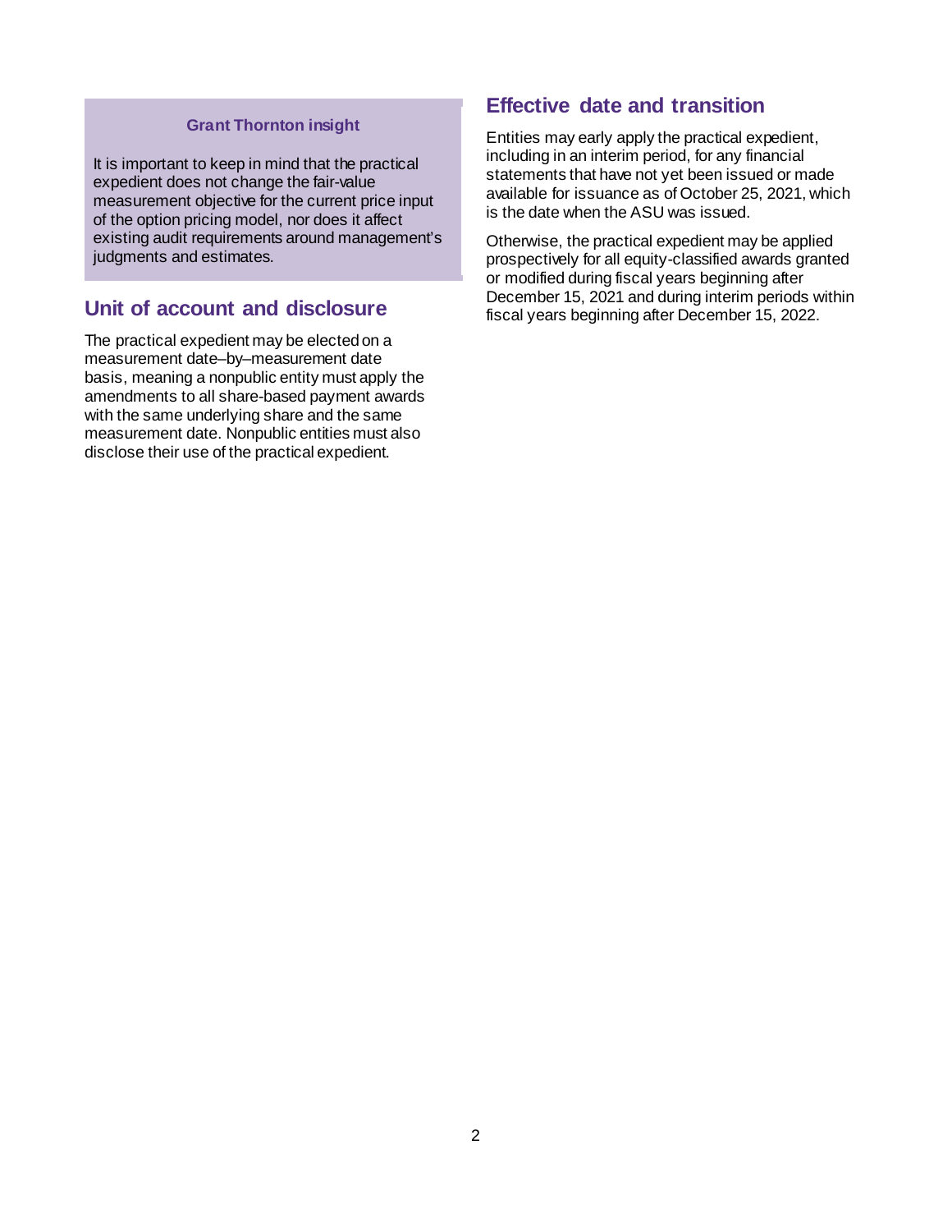**Grant Thornton insight**

It is important to keep in mind that the practical expedient does not change the fair-value measurement objective for the current price input of the option pricing model, nor does it affect existing audit requirements around management's judgments and estimates.

## Unit of account and disclosure

The practical expedient may be elected on a measurement date–by–measurement date basis, meaning a nonpublic entity must apply the amendments to all share-based payment awards with the same underlying share and the same measurement date. Nonpublic entities must also disclose their use of the practical expedient.

## Effective date and transition

Entities may early apply the practical expedient, including in an interim period, for any financial statements that have not yet been issued or made available for issuance as of October 25, 2021, which is the date when the ASU was issued.

Otherwise, the practical expedient may be applied prospectively for all equity-classified awards granted or modified during fiscal years beginning after December 15, 2021 and during interim periods within fiscal years beginning after December 15, 2022.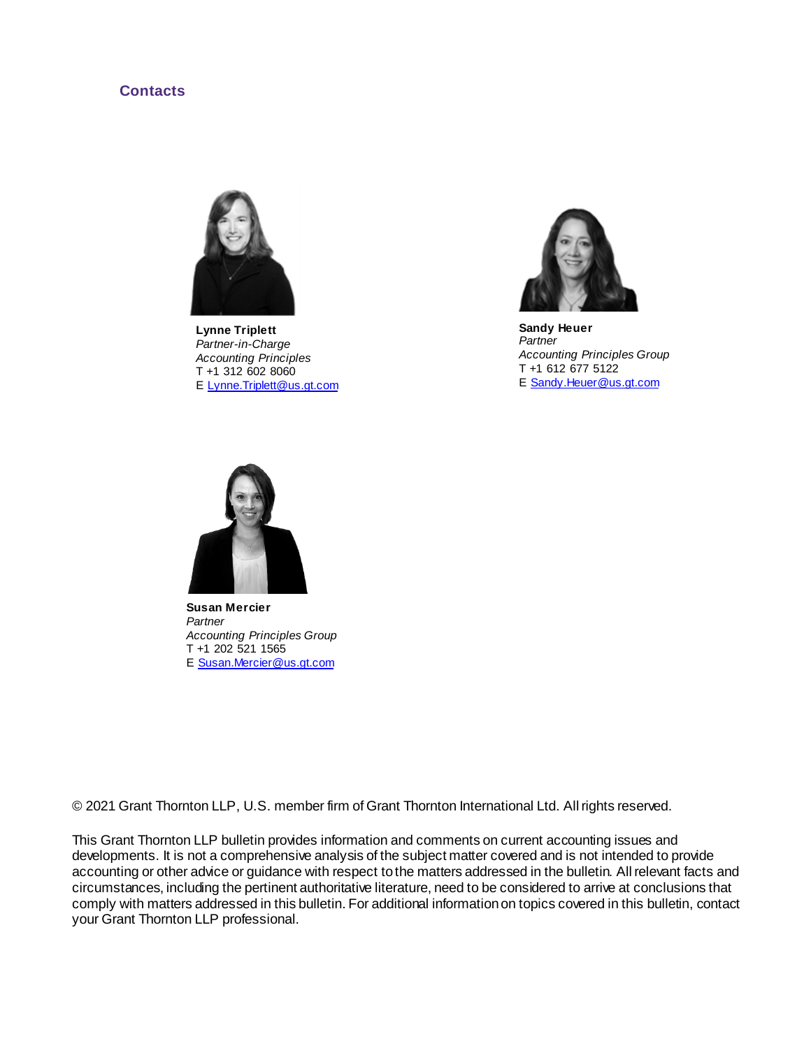## Contacts

**Lynne Triplett**
*Partner-in-Charge*
*Accounting Principles*
T +1 312 602 8060
E Lynne.Triplett@us.gt.com

**Sandy Heuer**
*Partner*
*Accounting Principles Group*
T +1 612 677 5122
E Sandy.Heuer@us.gt.com

**Susan Mercier**
*Partner*
*Accounting Principles Group*
T +1 202 521 1565
E Susan.Mercier@us.gt.com

© 2021 Grant Thornton LLP, U.S. member firm of Grant Thornton International Ltd. All rights reserved.

This Grant Thornton LLP bulletin provides information and comments on current accounting issues and developments. It is not a comprehensive analysis of the subject matter covered and is not intended to provide accounting or other advice or guidance with respect to the matters addressed in the bulletin. All relevant facts and circumstances, including the pertinent authoritative literature, need to be considered to arrive at conclusions that comply with matters addressed in this bulletin. For additional information on topics covered in this bulletin, contact your Grant Thornton LLP professional.